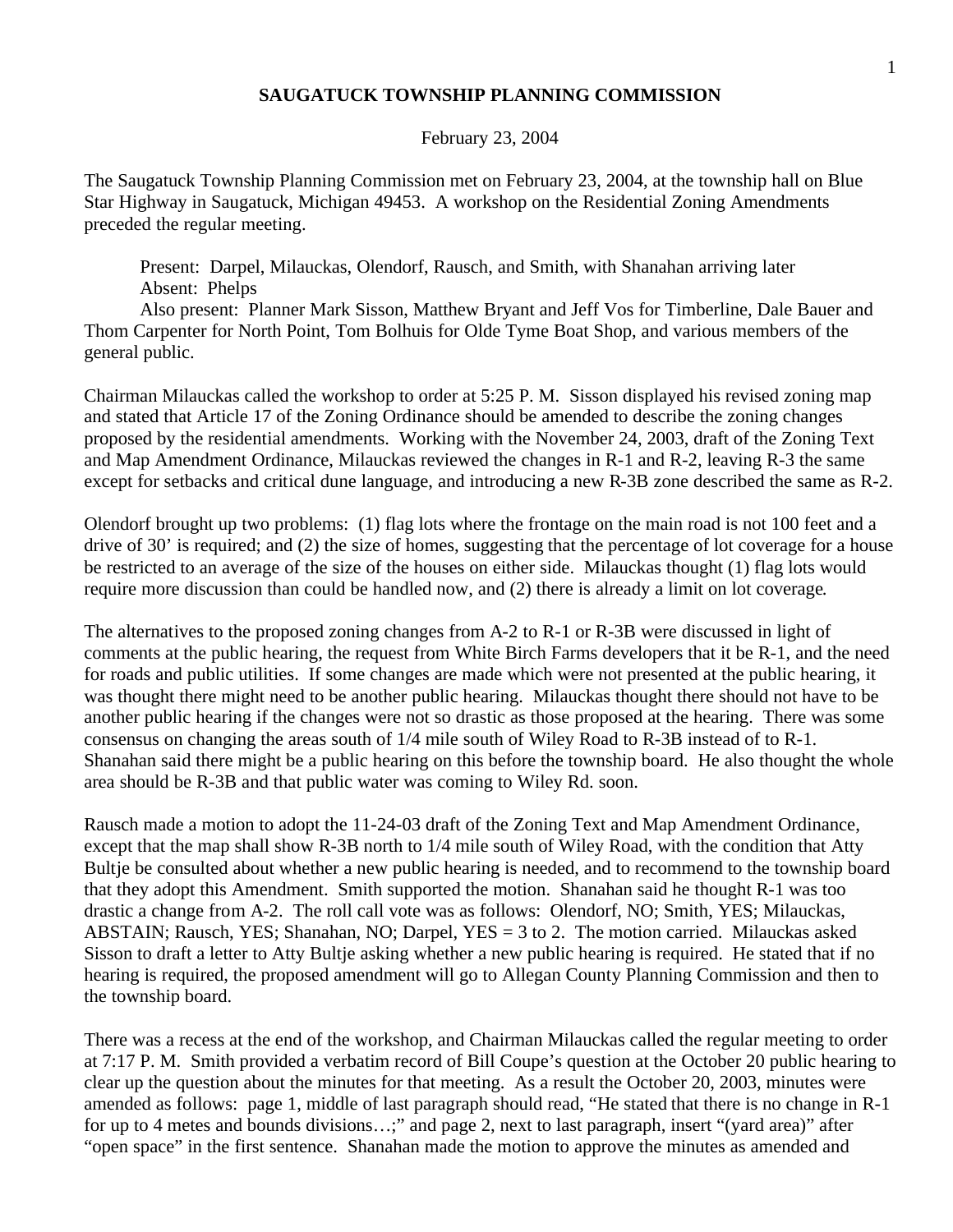# SAUGATUCK TOWNSHIP PLANNING COMMISSION

February 23, 2004

The Saugatuck Township Planning Commission met on February 23, 2004, at the township hall on Blue Star Highway in Saugatuck, Michigan 49453. A workshop on the Residential Zoning Amendments preceded the regular meeting.

Present: Darpel, Milauckas, Olendorf, Rausch, and Smith, with Shanahan arriving later
Absent: Phelps
Also present: Planner Mark Sisson, Matthew Bryant and Jeff Vos for Timberline, Dale Bauer and Thom Carpenter for North Point, Tom Bolhuis for Olde Tyme Boat Shop, and various members of the general public.

Chairman Milauckas called the workshop to order at 5:25 P. M. Sisson displayed his revised zoning map and stated that Article 17 of the Zoning Ordinance should be amended to describe the zoning changes proposed by the residential amendments. Working with the November 24, 2003, draft of the Zoning Text and Map Amendment Ordinance, Milauckas reviewed the changes in R-1 and R-2, leaving R-3 the same except for setbacks and critical dune language, and introducing a new R-3B zone described the same as R-2.

Olendorf brought up two problems: (1) flag lots where the frontage on the main road is not 100 feet and a drive of 30' is required; and (2) the size of homes, suggesting that the percentage of lot coverage for a house be restricted to an average of the size of the houses on either side. Milauckas thought (1) flag lots would require more discussion than could be handled now, and (2) there is already a limit on lot coverage.

The alternatives to the proposed zoning changes from A-2 to R-1 or R-3B were discussed in light of comments at the public hearing, the request from White Birch Farms developers that it be R-1, and the need for roads and public utilities. If some changes are made which were not presented at the public hearing, it was thought there might need to be another public hearing. Milauckas thought there should not have to be another public hearing if the changes were not so drastic as those proposed at the hearing. There was some consensus on changing the areas south of 1/4 mile south of Wiley Road to R-3B instead of to R-1. Shanahan said there might be a public hearing on this before the township board. He also thought the whole area should be R-3B and that public water was coming to Wiley Rd. soon.

Rausch made a motion to adopt the 11-24-03 draft of the Zoning Text and Map Amendment Ordinance, except that the map shall show R-3B north to 1/4 mile south of Wiley Road, with the condition that Atty Bultje be consulted about whether a new public hearing is needed, and to recommend to the township board that they adopt this Amendment. Smith supported the motion. Shanahan said he thought R-1 was too drastic a change from A-2. The roll call vote was as follows: Olendorf, NO; Smith, YES; Milauckas, ABSTAIN; Rausch, YES; Shanahan, NO; Darpel, YES = 3 to 2. The motion carried. Milauckas asked Sisson to draft a letter to Atty Bultje asking whether a new public hearing is required. He stated that if no hearing is required, the proposed amendment will go to Allegan County Planning Commission and then to the township board.

There was a recess at the end of the workshop, and Chairman Milauckas called the regular meeting to order at 7:17 P. M. Smith provided a verbatim record of Bill Coupe's question at the October 20 public hearing to clear up the question about the minutes for that meeting. As a result the October 20, 2003, minutes were amended as follows: page 1, middle of last paragraph should read, "He stated that there is no change in R-1 for up to 4 metes and bounds divisions…;" and page 2, next to last paragraph, insert "(yard area)" after "open space" in the first sentence. Shanahan made the motion to approve the minutes as amended and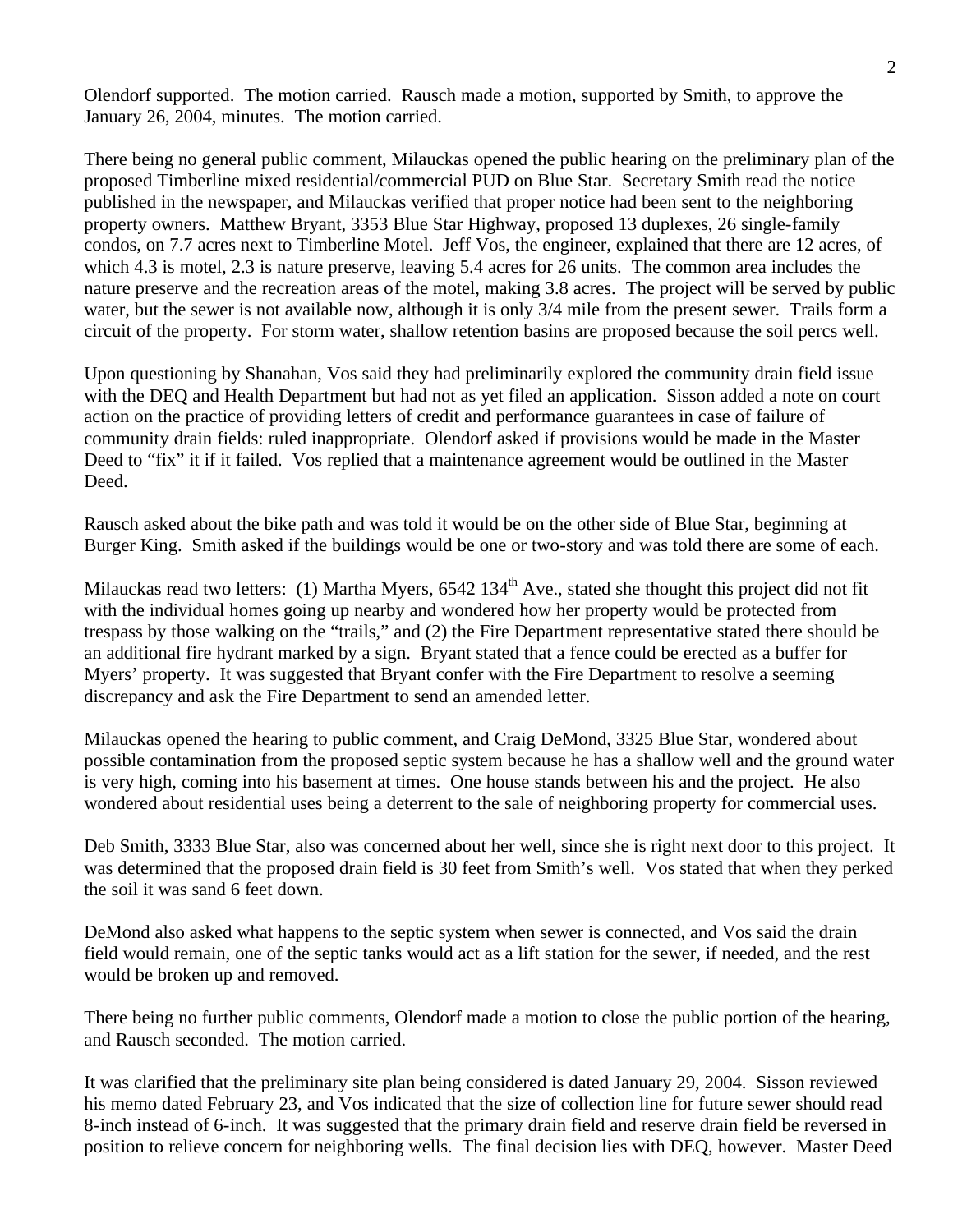Olendorf supported. The motion carried. Rausch made a motion, supported by Smith, to approve the January 26, 2004, minutes. The motion carried.

There being no general public comment, Milauckas opened the public hearing on the preliminary plan of the proposed Timberline mixed residential/commercial PUD on Blue Star. Secretary Smith read the notice published in the newspaper, and Milauckas verified that proper notice had been sent to the neighboring property owners. Matthew Bryant, 3353 Blue Star Highway, proposed 13 duplexes, 26 single-family condos, on 7.7 acres next to Timberline Motel. Jeff Vos, the engineer, explained that there are 12 acres, of which 4.3 is motel, 2.3 is nature preserve, leaving 5.4 acres for 26 units. The common area includes the nature preserve and the recreation areas of the motel, making 3.8 acres. The project will be served by public water, but the sewer is not available now, although it is only 3/4 mile from the present sewer. Trails form a circuit of the property. For storm water, shallow retention basins are proposed because the soil percs well.

Upon questioning by Shanahan, Vos said they had preliminarily explored the community drain field issue with the DEQ and Health Department but had not as yet filed an application. Sisson added a note on court action on the practice of providing letters of credit and performance guarantees in case of failure of community drain fields: ruled inappropriate. Olendorf asked if provisions would be made in the Master Deed to "fix" it if it failed. Vos replied that a maintenance agreement would be outlined in the Master Deed.

Rausch asked about the bike path and was told it would be on the other side of Blue Star, beginning at Burger King. Smith asked if the buildings would be one or two-story and was told there are some of each.

Milauckas read two letters: (1) Martha Myers, 6542 134th Ave., stated she thought this project did not fit with the individual homes going up nearby and wondered how her property would be protected from trespass by those walking on the "trails," and (2) the Fire Department representative stated there should be an additional fire hydrant marked by a sign. Bryant stated that a fence could be erected as a buffer for Myers' property. It was suggested that Bryant confer with the Fire Department to resolve a seeming discrepancy and ask the Fire Department to send an amended letter.

Milauckas opened the hearing to public comment, and Craig DeMond, 3325 Blue Star, wondered about possible contamination from the proposed septic system because he has a shallow well and the ground water is very high, coming into his basement at times. One house stands between his and the project. He also wondered about residential uses being a deterrent to the sale of neighboring property for commercial uses.

Deb Smith, 3333 Blue Star, also was concerned about her well, since she is right next door to this project. It was determined that the proposed drain field is 30 feet from Smith's well. Vos stated that when they perked the soil it was sand 6 feet down.

DeMond also asked what happens to the septic system when sewer is connected, and Vos said the drain field would remain, one of the septic tanks would act as a lift station for the sewer, if needed, and the rest would be broken up and removed.

There being no further public comments, Olendorf made a motion to close the public portion of the hearing, and Rausch seconded. The motion carried.

It was clarified that the preliminary site plan being considered is dated January 29, 2004. Sisson reviewed his memo dated February 23, and Vos indicated that the size of collection line for future sewer should read 8-inch instead of 6-inch. It was suggested that the primary drain field and reserve drain field be reversed in position to relieve concern for neighboring wells. The final decision lies with DEQ, however. Master Deed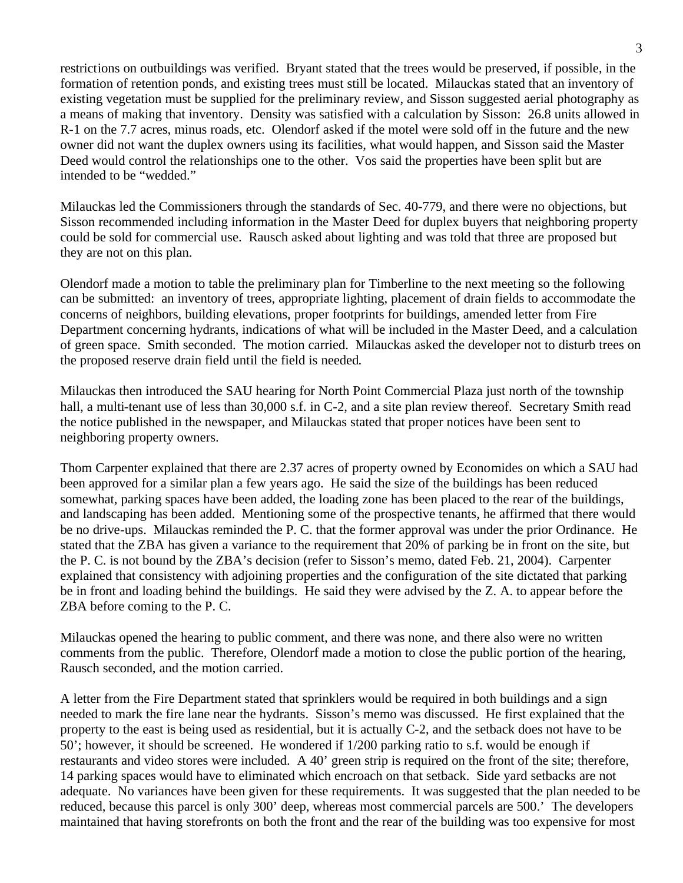restrictions on outbuildings was verified. Bryant stated that the trees would be preserved, if possible, in the formation of retention ponds, and existing trees must still be located. Milauckas stated that an inventory of existing vegetation must be supplied for the preliminary review, and Sisson suggested aerial photography as a means of making that inventory. Density was satisfied with a calculation by Sisson: 26.8 units allowed in R-1 on the 7.7 acres, minus roads, etc. Olendorf asked if the motel were sold off in the future and the new owner did not want the duplex owners using its facilities, what would happen, and Sisson said the Master Deed would control the relationships one to the other. Vos said the properties have been split but are intended to be "wedded."

Milauckas led the Commissioners through the standards of Sec. 40-779, and there were no objections, but Sisson recommended including information in the Master Deed for duplex buyers that neighboring property could be sold for commercial use. Rausch asked about lighting and was told that three are proposed but they are not on this plan.

Olendorf made a motion to table the preliminary plan for Timberline to the next meeting so the following can be submitted: an inventory of trees, appropriate lighting, placement of drain fields to accommodate the concerns of neighbors, building elevations, proper footprints for buildings, amended letter from Fire Department concerning hydrants, indications of what will be included in the Master Deed, and a calculation of green space. Smith seconded. The motion carried. Milauckas asked the developer not to disturb trees on the proposed reserve drain field until the field is needed.

Milauckas then introduced the SAU hearing for North Point Commercial Plaza just north of the township hall, a multi-tenant use of less than 30,000 s.f. in C-2, and a site plan review thereof. Secretary Smith read the notice published in the newspaper, and Milauckas stated that proper notices have been sent to neighboring property owners.

Thom Carpenter explained that there are 2.37 acres of property owned by Economides on which a SAU had been approved for a similar plan a few years ago. He said the size of the buildings has been reduced somewhat, parking spaces have been added, the loading zone has been placed to the rear of the buildings, and landscaping has been added. Mentioning some of the prospective tenants, he affirmed that there would be no drive-ups. Milauckas reminded the P. C. that the former approval was under the prior Ordinance. He stated that the ZBA has given a variance to the requirement that 20% of parking be in front on the site, but the P. C. is not bound by the ZBA's decision (refer to Sisson's memo, dated Feb. 21, 2004). Carpenter explained that consistency with adjoining properties and the configuration of the site dictated that parking be in front and loading behind the buildings. He said they were advised by the Z. A. to appear before the ZBA before coming to the P. C.

Milauckas opened the hearing to public comment, and there was none, and there also were no written comments from the public. Therefore, Olendorf made a motion to close the public portion of the hearing, Rausch seconded, and the motion carried.

A letter from the Fire Department stated that sprinklers would be required in both buildings and a sign needed to mark the fire lane near the hydrants. Sisson's memo was discussed. He first explained that the property to the east is being used as residential, but it is actually C-2, and the setback does not have to be 50'; however, it should be screened. He wondered if 1/200 parking ratio to s.f. would be enough if restaurants and video stores were included. A 40' green strip is required on the front of the site; therefore, 14 parking spaces would have to eliminated which encroach on that setback. Side yard setbacks are not adequate. No variances have been given for these requirements. It was suggested that the plan needed to be reduced, because this parcel is only 300' deep, whereas most commercial parcels are 500.' The developers maintained that having storefronts on both the front and the rear of the building was too expensive for most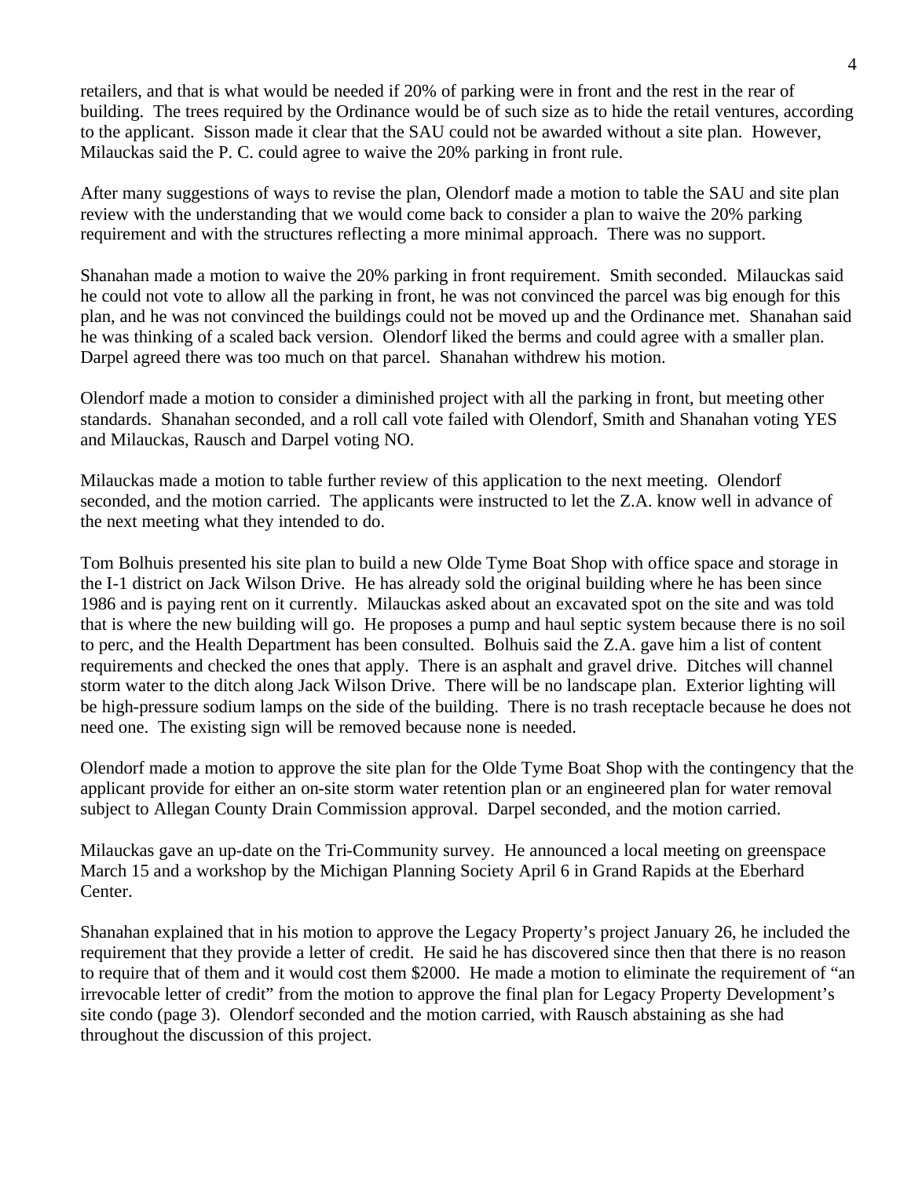retailers, and that is what would be needed if 20% of parking were in front and the rest in the rear of building. The trees required by the Ordinance would be of such size as to hide the retail ventures, according to the applicant. Sisson made it clear that the SAU could not be awarded without a site plan. However, Milauckas said the P. C. could agree to waive the 20% parking in front rule.

After many suggestions of ways to revise the plan, Olendorf made a motion to table the SAU and site plan review with the understanding that we would come back to consider a plan to waive the 20% parking requirement and with the structures reflecting a more minimal approach. There was no support.

Shanahan made a motion to waive the 20% parking in front requirement. Smith seconded. Milauckas said he could not vote to allow all the parking in front, he was not convinced the parcel was big enough for this plan, and he was not convinced the buildings could not be moved up and the Ordinance met. Shanahan said he was thinking of a scaled back version. Olendorf liked the berms and could agree with a smaller plan. Darpel agreed there was too much on that parcel. Shanahan withdrew his motion.

Olendorf made a motion to consider a diminished project with all the parking in front, but meeting other standards. Shanahan seconded, and a roll call vote failed with Olendorf, Smith and Shanahan voting YES and Milauckas, Rausch and Darpel voting NO.

Milauckas made a motion to table further review of this application to the next meeting. Olendorf seconded, and the motion carried. The applicants were instructed to let the Z.A. know well in advance of the next meeting what they intended to do.

Tom Bolhuis presented his site plan to build a new Olde Tyme Boat Shop with office space and storage in the I-1 district on Jack Wilson Drive. He has already sold the original building where he has been since 1986 and is paying rent on it currently. Milauckas asked about an excavated spot on the site and was told that is where the new building will go. He proposes a pump and haul septic system because there is no soil to perc, and the Health Department has been consulted. Bolhuis said the Z.A. gave him a list of content requirements and checked the ones that apply. There is an asphalt and gravel drive. Ditches will channel storm water to the ditch along Jack Wilson Drive. There will be no landscape plan. Exterior lighting will be high-pressure sodium lamps on the side of the building. There is no trash receptacle because he does not need one. The existing sign will be removed because none is needed.

Olendorf made a motion to approve the site plan for the Olde Tyme Boat Shop with the contingency that the applicant provide for either an on-site storm water retention plan or an engineered plan for water removal subject to Allegan County Drain Commission approval. Darpel seconded, and the motion carried.

Milauckas gave an up-date on the Tri-Community survey. He announced a local meeting on greenspace March 15 and a workshop by the Michigan Planning Society April 6 in Grand Rapids at the Eberhard Center.

Shanahan explained that in his motion to approve the Legacy Property's project January 26, he included the requirement that they provide a letter of credit. He said he has discovered since then that there is no reason to require that of them and it would cost them $2000. He made a motion to eliminate the requirement of "an irrevocable letter of credit" from the motion to approve the final plan for Legacy Property Development's site condo (page 3). Olendorf seconded and the motion carried, with Rausch abstaining as she had throughout the discussion of this project.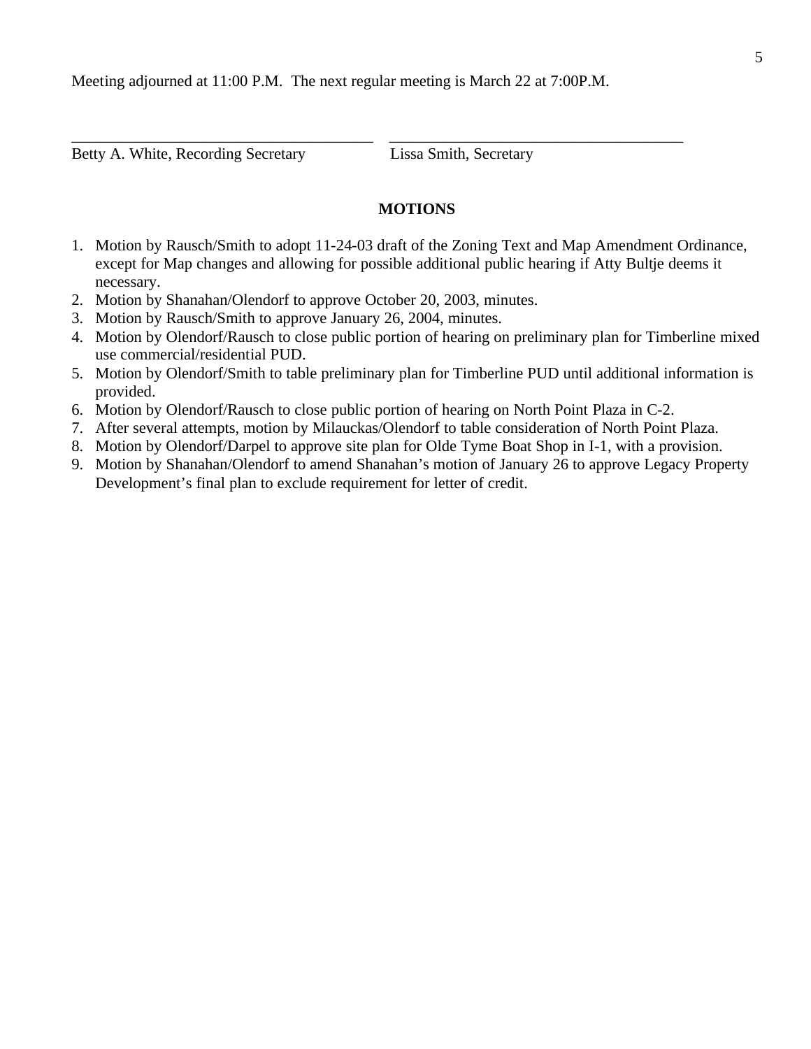Meeting adjourned at 11:00 P.M. The next regular meeting is March 22 at 7:00P.M.

\_\_\_\_\_\_\_\_\_\_\_\_\_\_\_\_\_\_\_\_\_\_\_\_\_\_\_\_\_\_\_\_\_\_\_\_\_\_ \_\_\_\_\_\_\_\_\_\_\_\_\_\_\_\_\_\_\_\_\_\_\_\_\_\_\_\_\_\_\_\_\_\_\_\_\_\_

Betty A. White, Recording Secretary Lissa Smith, Secretary

**MOTIONS**

1. Motion by Rausch/Smith to adopt 11-24-03 draft of the Zoning Text and Map Amendment Ordinance, except for Map changes and allowing for possible additional public hearing if Atty Bultje deems it necessary.
2. Motion by Shanahan/Olendorf to approve October 20, 2003, minutes.
3. Motion by Rausch/Smith to approve January 26, 2004, minutes.
4. Motion by Olendorf/Rausch to close public portion of hearing on preliminary plan for Timberline mixed use commercial/residential PUD.
5. Motion by Olendorf/Smith to table preliminary plan for Timberline PUD until additional information is provided.
6. Motion by Olendorf/Rausch to close public portion of hearing on North Point Plaza in C-2.
7. After several attempts, motion by Milauckas/Olendorf to table consideration of North Point Plaza.
8. Motion by Olendorf/Darpel to approve site plan for Olde Tyme Boat Shop in I-1, with a provision.
9. Motion by Shanahan/Olendorf to amend Shanahan's motion of January 26 to approve Legacy Property Development's final plan to exclude requirement for letter of credit.